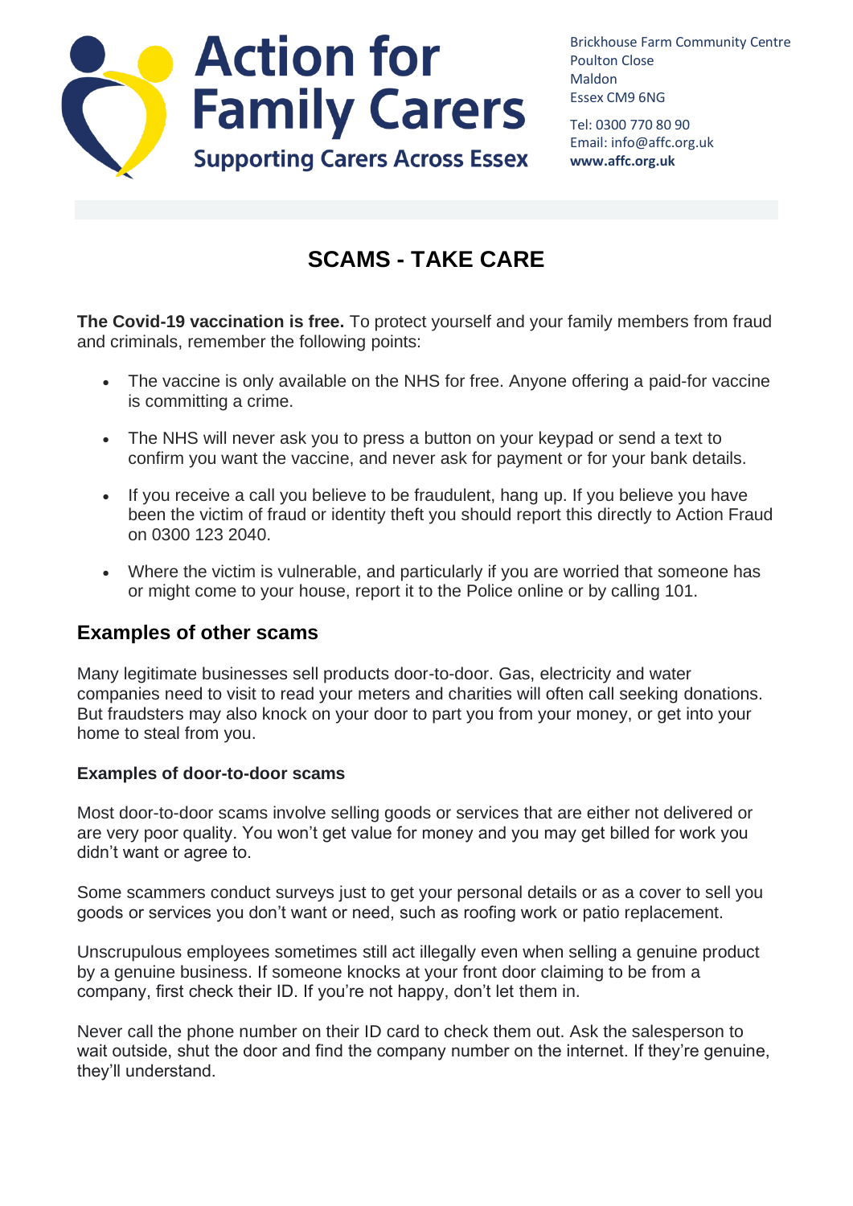# Action for Family Carers

**Supporting Carers Across Essex**

Brickhouse Farm Community Centre
Poulton Close
Maldon
Essex CM9 6NG

Tel: 0300 770 80 90
Email: info@affc.org.uk
**www.affc.org.uk**

# SCAMS - TAKE CARE

**The Covid-19 vaccination is free.** To protect yourself and your family members from fraud and criminals, remember the following points:

- The vaccine is only available on the NHS for free. Anyone offering a paid-for vaccine is committing a crime.
- The NHS will never ask you to press a button on your keypad or send a text to confirm you want the vaccine, and never ask for payment or for your bank details.
- If you receive a call you believe to be fraudulent, hang up. If you believe you have been the victim of fraud or identity theft you should report this directly to Action Fraud on 0300 123 2040.
- Where the victim is vulnerable, and particularly if you are worried that someone has or might come to your house, report it to the Police online or by calling 101.

## Examples of other scams

Many legitimate businesses sell products door-to-door. Gas, electricity and water companies need to visit to read your meters and charities will often call seeking donations. But fraudsters may also knock on your door to part you from your money, or get into your home to steal from you.

### Examples of door-to-door scams

Most door-to-door scams involve selling goods or services that are either not delivered or are very poor quality. You won't get value for money and you may get billed for work you didn't want or agree to.

Some scammers conduct surveys just to get your personal details or as a cover to sell you goods or services you don't want or need, such as roofing work or patio replacement.

Unscrupulous employees sometimes still act illegally even when selling a genuine product by a genuine business. If someone knocks at your front door claiming to be from a company, first check their ID. If you're not happy, don't let them in.

Never call the phone number on their ID card to check them out. Ask the salesperson to wait outside, shut the door and find the company number on the internet. If they're genuine, they'll understand.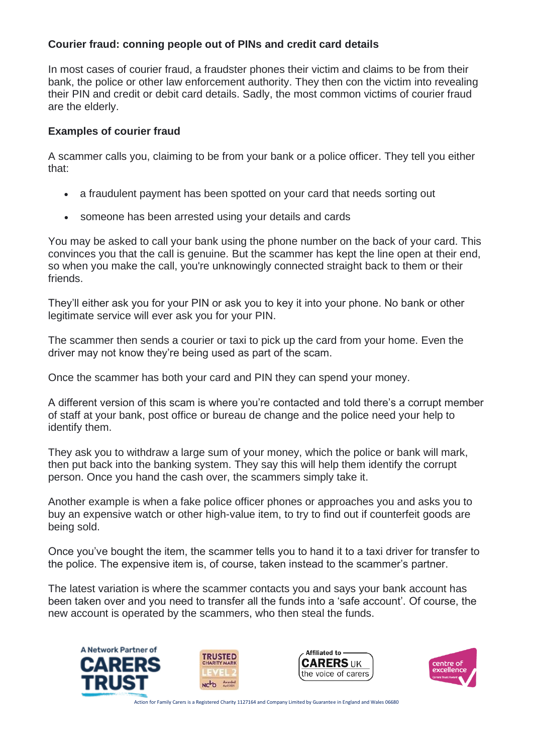**Courier fraud: conning people out of PINs and credit card details**

In most cases of courier fraud, a fraudster phones their victim and claims to be from their bank, the police or other law enforcement authority. They then con the victim into revealing their PIN and credit or debit card details. Sadly, the most common victims of courier fraud are the elderly.

**Examples of courier fraud**

A scammer calls you, claiming to be from your bank or a police officer. They tell you either that:

- a fraudulent payment has been spotted on your card that needs sorting out
- someone has been arrested using your details and cards

You may be asked to call your bank using the phone number on the back of your card. This convinces you that the call is genuine. But the scammer has kept the line open at their end, so when you make the call, you're unknowingly connected straight back to them or their friends.

They'll either ask you for your PIN or ask you to key it into your phone. No bank or other legitimate service will ever ask you for your PIN.

The scammer then sends a courier or taxi to pick up the card from your home. Even the driver may not know they're being used as part of the scam.

Once the scammer has both your card and PIN they can spend your money.

A different version of this scam is where you're contacted and told there's a corrupt member of staff at your bank, post office or bureau de change and the police need your help to identify them.

They ask you to withdraw a large sum of your money, which the police or bank will mark, then put back into the banking system. They say this will help them identify the corrupt person. Once you hand the cash over, the scammers simply take it.

Another example is when a fake police officer phones or approaches you and asks you to buy an expensive watch or other high-value item, to try to find out if counterfeit goods are being sold.

Once you've bought the item, the scammer tells you to hand it to a taxi driver for transfer to the police. The expensive item is, of course, taken instead to the scammer's partner.

The latest variation is where the scammer contacts you and says your bank account has been taken over and you need to transfer all the funds into a 'safe account'. Of course, the new account is operated by the scammers, who then steal the funds.

A Network Partner of CARERS TRUST

TRUSTED CHARITY MARK LEVEL 2 NCVO Awarded April 2021

Affiliated to CARERS UK the voice of carers

centre of excellence Carers Trust Award

Action for Family Carers is a Registered Charity 1127164 and Company Limited by Guarantee in England and Wales 06680